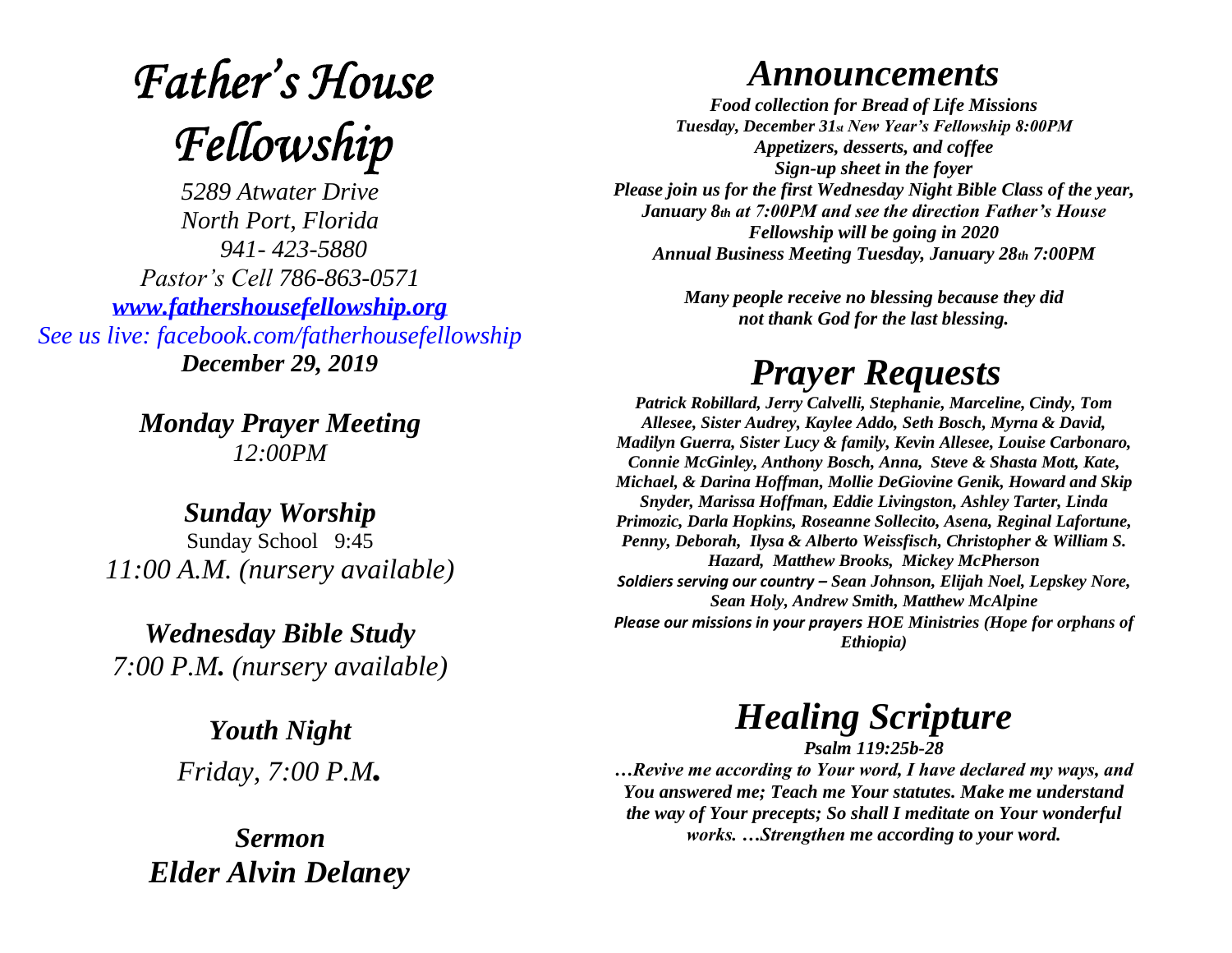# *Father's House Fellowship*

*5289 Atwater Drive*
*North Port, Florida*
*941- 423-5880*
*Pastor's Cell 786-863-0571*
*[www.fathershousefellowship.org](http://www.fathershousefellowship.org)*
*See us live: facebook.com/fatherhousefellowship*
***December 29, 2019***

***Monday Prayer Meeting***
*12:00PM*

***Sunday Worship***
Sunday School 9:45
*11:00 A.M. (nursery available)*

***Wednesday Bible Study***
*7:00 P.M. (nursery available)*

***Youth Night***
*Friday, 7:00 P.M.*

***Sermon***
***Elder Alvin Delaney***

## *Announcements*

***Food collection for Bread of Life Missions***
***Tuesday, December 31st New Year's Fellowship 8:00PM***
***Appetizers, desserts, and coffee***
***Sign-up sheet in the foyer***
***Please join us for the first Wednesday Night Bible Class of the year, January 8th at 7:00PM and see the direction Father's House Fellowship will be going in 2020***
***Annual Business Meeting Tuesday, January 28th 7:00PM***

***Many people receive no blessing because they did not thank God for the last blessing.***

## *Prayer Requests*

***Patrick Robillard, Jerry Calvelli, Stephanie, Marceline, Cindy, Tom Allesee, Sister Audrey, Kaylee Addo, Seth Bosch, Myrna & David, Madilyn Guerra, Sister Lucy & family, Kevin Allesee, Louise Carbonaro, Connie McGinley, Anthony Bosch, Anna, Steve & Shasta Mott, Kate, Michael, & Darina Hoffman, Mollie DeGiovine Genik, Howard and Skip Snyder, Marissa Hoffman, Eddie Livingston, Ashley Tarter, Linda Primozic, Darla Hopkins, Roseanne Sollecito, Asena, Reginal Lafortune, Penny, Deborah, Ilysa & Alberto Weissfisch, Christopher & William S. Hazard, Matthew Brooks, Mickey McPherson***
***Soldiers serving our country – Sean Johnson, Elijah Noel, Lepskey Nore, Sean Holy, Andrew Smith, Matthew McAlpine***
***Please our missions in your prayers HOE Ministries (Hope for orphans of Ethiopia)***

## *Healing Scripture*

***Psalm 119:25b-28***
***…Revive me according to Your word, I have declared my ways, and You answered me; Teach me Your statutes. Make me understand the way of Your precepts; So shall I meditate on Your wonderful works. …Strengthen me according to your word.***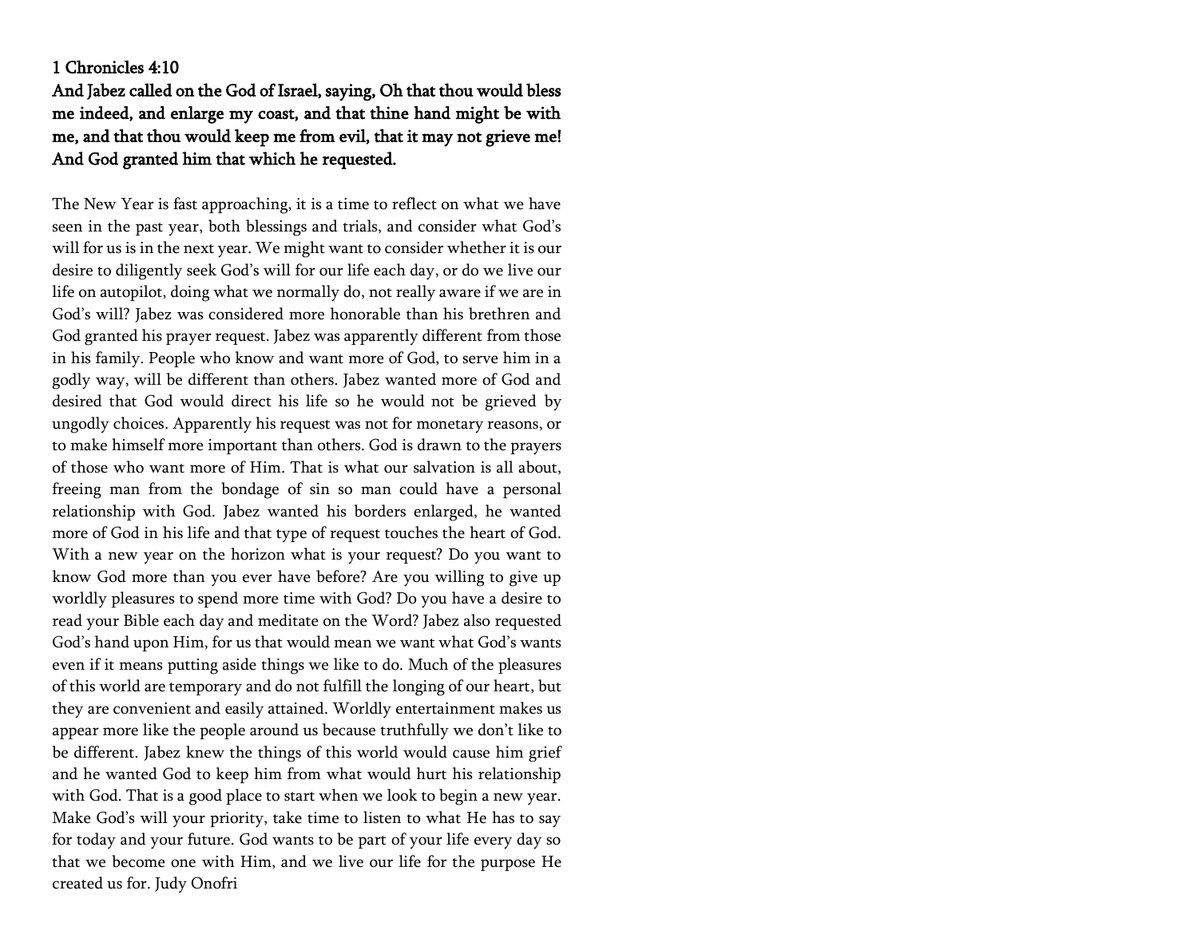1 Chronicles 4:10

**And Jabez called on the God of Israel, saying, Oh that thou would bless me indeed, and enlarge my coast, and that thine hand might be with me, and that thou would keep me from evil, that it may not grieve me! And God granted him that which he requested.**

The New Year is fast approaching, it is a time to reflect on what we have seen in the past year, both blessings and trials, and consider what God's will for us is in the next year. We might want to consider whether it is our desire to diligently seek God's will for our life each day, or do we live our life on autopilot, doing what we normally do, not really aware if we are in God's will? Jabez was considered more honorable than his brethren and God granted his prayer request. Jabez was apparently different from those in his family. People who know and want more of God, to serve him in a godly way, will be different than others. Jabez wanted more of God and desired that God would direct his life so he would not be grieved by ungodly choices. Apparently his request was not for monetary reasons, or to make himself more important than others. God is drawn to the prayers of those who want more of Him. That is what our salvation is all about, freeing man from the bondage of sin so man could have a personal relationship with God. Jabez wanted his borders enlarged, he wanted more of God in his life and that type of request touches the heart of God. With a new year on the horizon what is your request? Do you want to know God more than you ever have before? Are you willing to give up worldly pleasures to spend more time with God? Do you have a desire to read your Bible each day and meditate on the Word? Jabez also requested God's hand upon Him, for us that would mean we want what God's wants even if it means putting aside things we like to do. Much of the pleasures of this world are temporary and do not fulfill the longing of our heart, but they are convenient and easily attained. Worldly entertainment makes us appear more like the people around us because truthfully we don't like to be different. Jabez knew the things of this world would cause him grief and he wanted God to keep him from what would hurt his relationship with God. That is a good place to start when we look to begin a new year. Make God's will your priority, take time to listen to what He has to say for today and your future. God wants to be part of your life every day so that we become one with Him, and we live our life for the purpose He created us for. Judy Onofri